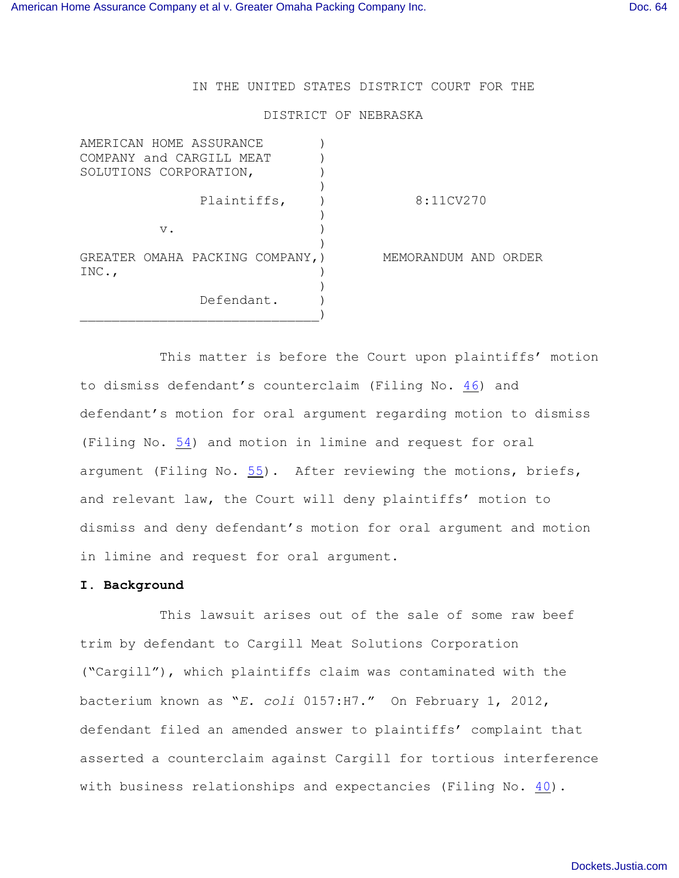IN THE UNITED STATES DISTRICT COURT FOR THE

DISTRICT OF NEBRASKA

AMERICAN HOME ASSURANCE COMPANY and CARGILL MEAT SOLUTIONS CORPORATION,

Plaintiffs,

v.

GREATER OMAHA PACKING COMPANY, INC.,

Defendant.

8:11CV270

MEMORANDUM AND ORDER

This matter is before the Court upon plaintiffs' motion to dismiss defendant's counterclaim (Filing No. 46) and defendant's motion for oral argument regarding motion to dismiss (Filing No. 54) and motion in limine and request for oral argument (Filing No. 55). After reviewing the motions, briefs, and relevant law, the Court will deny plaintiffs' motion to dismiss and deny defendant's motion for oral argument and motion in limine and request for oral argument.

**I. Background**

This lawsuit arises out of the sale of some raw beef trim by defendant to Cargill Meat Solutions Corporation ("Cargill"), which plaintiffs claim was contaminated with the bacterium known as "*E. coli* 0157:H7." On February 1, 2012, defendant filed an amended answer to plaintiffs' complaint that asserted a counterclaim against Cargill for tortious interference with business relationships and expectancies (Filing No. 40).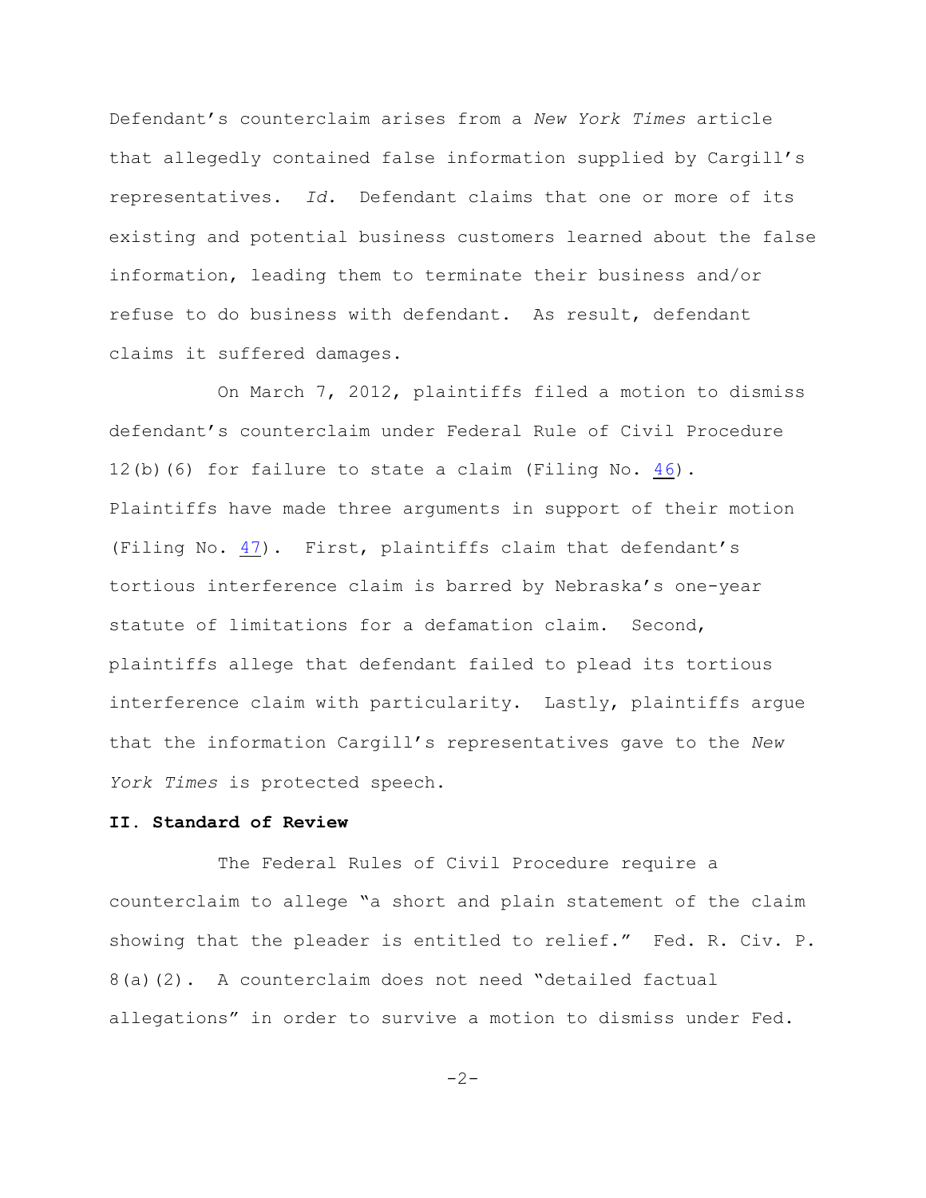Defendant's counterclaim arises from a *New York Times* article that allegedly contained false information supplied by Cargill's representatives. *Id.* Defendant claims that one or more of its existing and potential business customers learned about the false information, leading them to terminate their business and/or refuse to do business with defendant. As result, defendant claims it suffered damages.

On March 7, 2012, plaintiffs filed a motion to dismiss defendant's counterclaim under Federal Rule of Civil Procedure 12(b)(6) for failure to state a claim (Filing No. 46). Plaintiffs have made three arguments in support of their motion (Filing No. 47). First, plaintiffs claim that defendant's tortious interference claim is barred by Nebraska's one-year statute of limitations for a defamation claim. Second, plaintiffs allege that defendant failed to plead its tortious interference claim with particularity. Lastly, plaintiffs argue that the information Cargill's representatives gave to the *New York Times* is protected speech.

## II. Standard of Review

The Federal Rules of Civil Procedure require a counterclaim to allege "a short and plain statement of the claim showing that the pleader is entitled to relief." Fed. R. Civ. P. 8(a)(2). A counterclaim does not need "detailed factual allegations" in order to survive a motion to dismiss under Fed.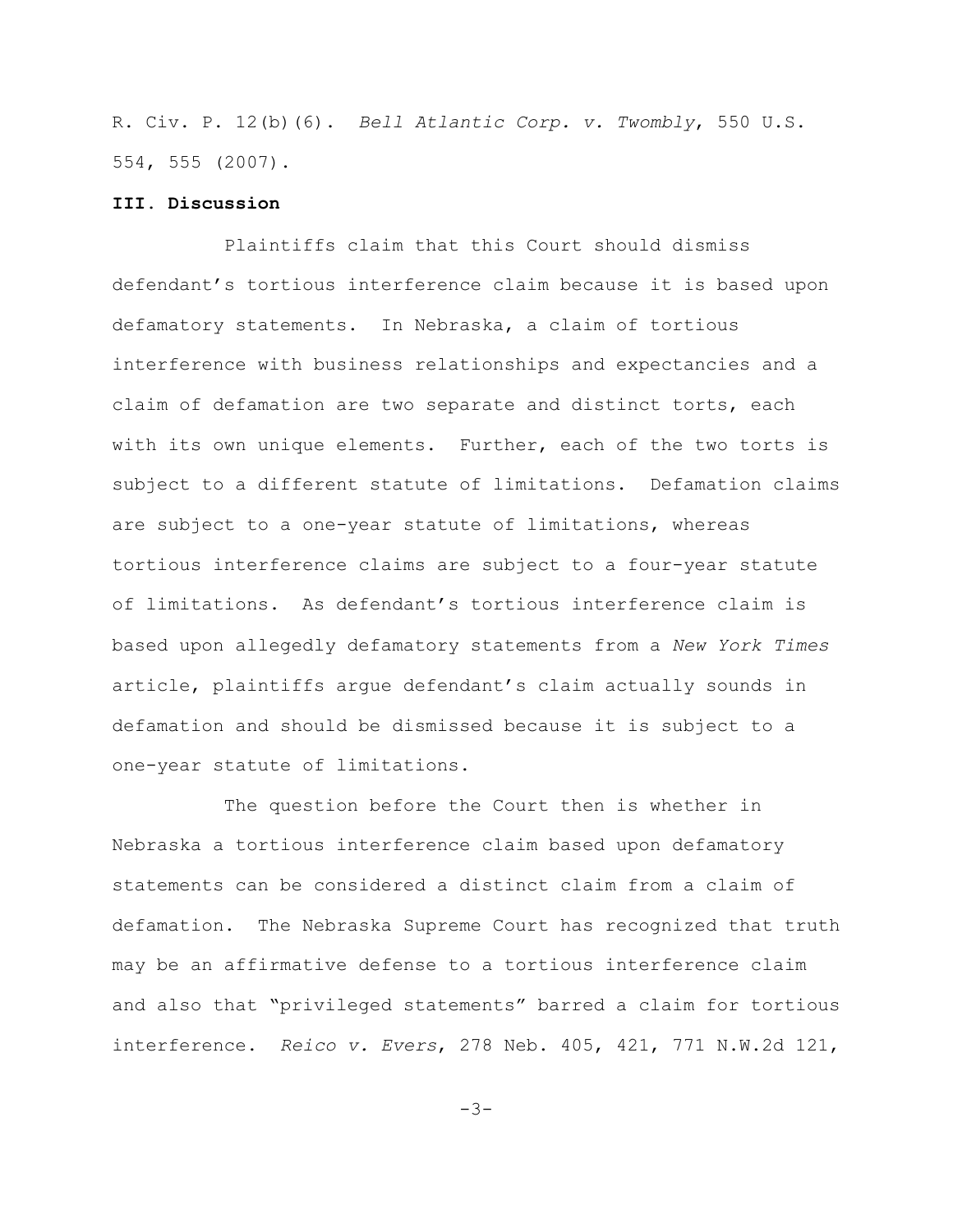R. Civ. P. 12(b)(6). *Bell Atlantic Corp. v. Twombly*, 550 U.S. 554, 555 (2007).

**III. Discussion**

Plaintiffs claim that this Court should dismiss defendant's tortious interference claim because it is based upon defamatory statements. In Nebraska, a claim of tortious interference with business relationships and expectancies and a claim of defamation are two separate and distinct torts, each with its own unique elements. Further, each of the two torts is subject to a different statute of limitations. Defamation claims are subject to a one-year statute of limitations, whereas tortious interference claims are subject to a four-year statute of limitations. As defendant's tortious interference claim is based upon allegedly defamatory statements from a *New York Times* article, plaintiffs argue defendant's claim actually sounds in defamation and should be dismissed because it is subject to a one-year statute of limitations.

The question before the Court then is whether in Nebraska a tortious interference claim based upon defamatory statements can be considered a distinct claim from a claim of defamation. The Nebraska Supreme Court has recognized that truth may be an affirmative defense to a tortious interference claim and also that "privileged statements" barred a claim for tortious interference. *Reico v. Evers*, 278 Neb. 405, 421, 771 N.W.2d 121,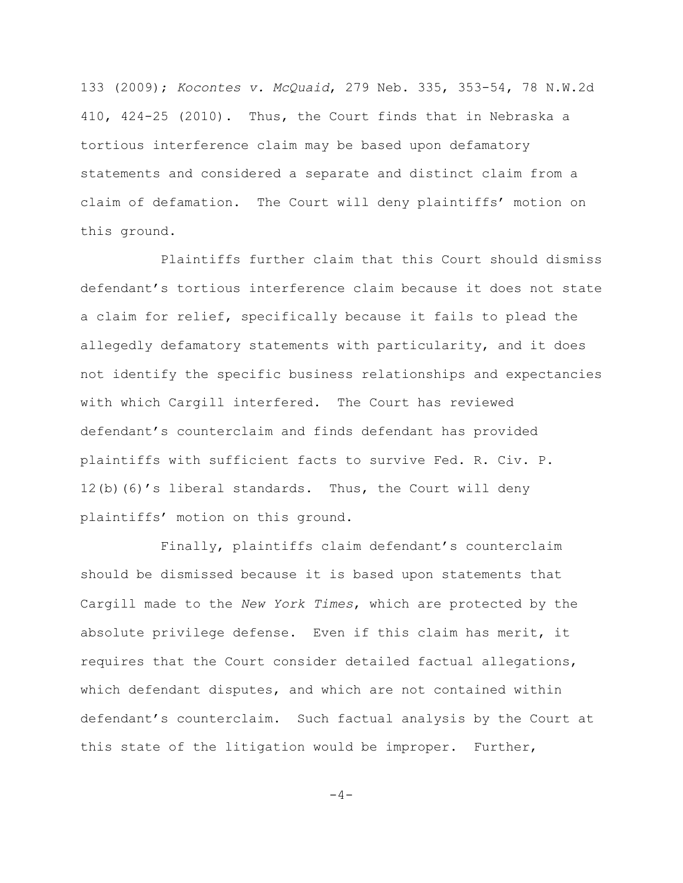133 (2009); *Kocontes v. McQuaid*, 279 Neb. 335, 353-54, 78 N.W.2d 410, 424-25 (2010). Thus, the Court finds that in Nebraska a tortious interference claim may be based upon defamatory statements and considered a separate and distinct claim from a claim of defamation. The Court will deny plaintiffs' motion on this ground.

Plaintiffs further claim that this Court should dismiss defendant's tortious interference claim because it does not state a claim for relief, specifically because it fails to plead the allegedly defamatory statements with particularity, and it does not identify the specific business relationships and expectancies with which Cargill interfered. The Court has reviewed defendant's counterclaim and finds defendant has provided plaintiffs with sufficient facts to survive Fed. R. Civ. P. 12(b)(6)'s liberal standards. Thus, the Court will deny plaintiffs' motion on this ground.

Finally, plaintiffs claim defendant's counterclaim should be dismissed because it is based upon statements that Cargill made to the *New York Times*, which are protected by the absolute privilege defense. Even if this claim has merit, it requires that the Court consider detailed factual allegations, which defendant disputes, and which are not contained within defendant's counterclaim. Such factual analysis by the Court at this state of the litigation would be improper. Further,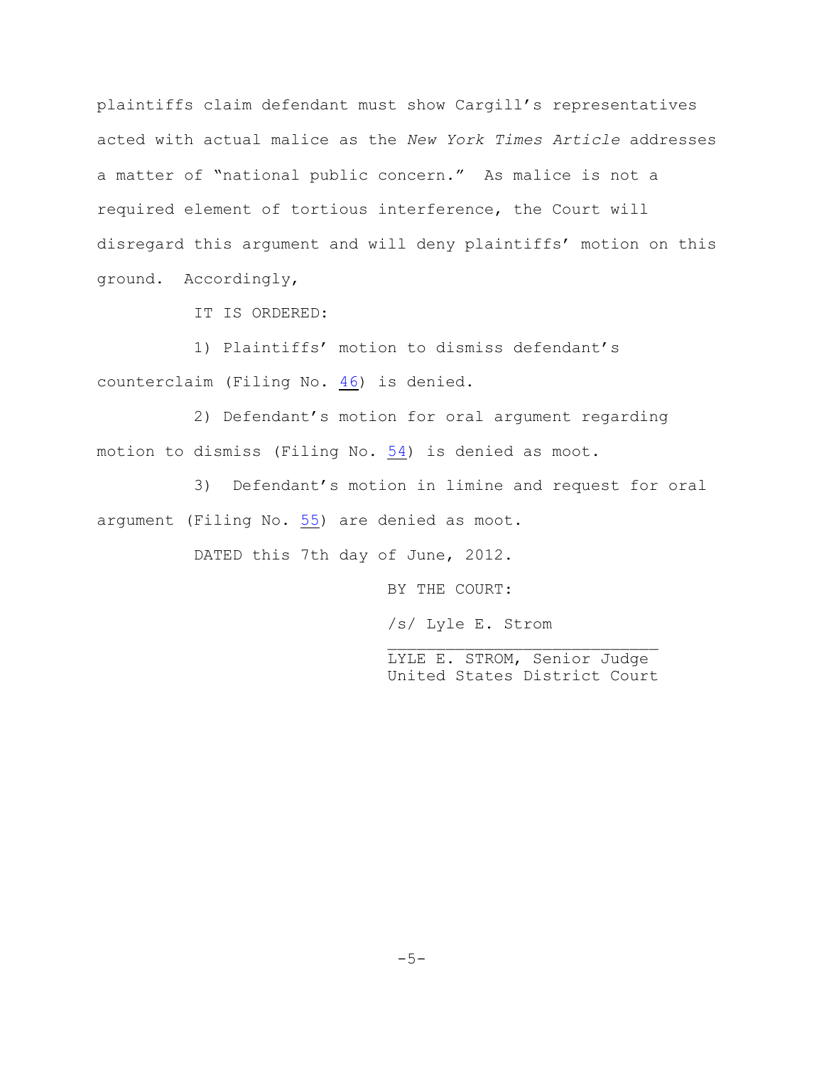plaintiffs claim defendant must show Cargill's representatives acted with actual malice as the *New York Times Article* addresses a matter of "national public concern." As malice is not a required element of tortious interference, the Court will disregard this argument and will deny plaintiffs' motion on this ground. Accordingly,

IT IS ORDERED:

1) Plaintiffs' motion to dismiss defendant's counterclaim (Filing No. 46) is denied.

2) Defendant's motion for oral argument regarding motion to dismiss (Filing No. 54) is denied as moot.

3) Defendant's motion in limine and request for oral argument (Filing No. 55) are denied as moot.

DATED this 7th day of June, 2012.

BY THE COURT:

/s/ Lyle E. Strom

LYLE E. STROM, Senior Judge
United States District Court